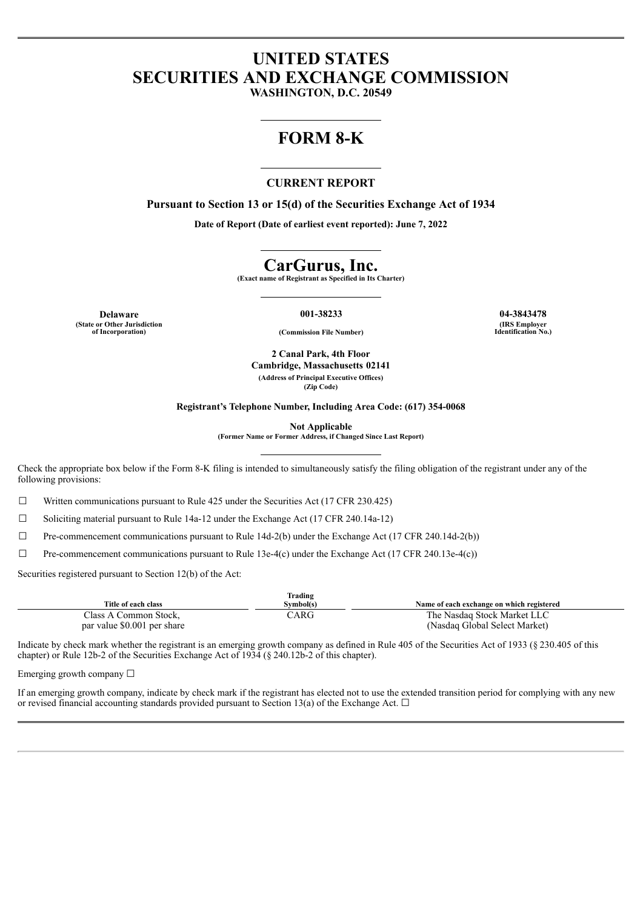# UNITED STATES
# SECURITIES AND EXCHANGE COMMISSION

**WASHINGTON, D.C. 20549**

# FORM 8-K

**CURRENT REPORT**

**Pursuant to Section 13 or 15(d) of the Securities Exchange Act of 1934**

**Date of Report (Date of earliest event reported): June 7, 2022**

# CarGurus, Inc.

**(Exact name of Registrant as Specified in Its Charter)**

| **Delaware** | **001-38233** | **04-3843478** |
|---|---|---|
| **(State or Other Jurisdiction of Incorporation)** | **(Commission File Number)** | **(IRS Employer Identification No.)** |

**2 Canal Park, 4th Floor**
**Cambridge, Massachusetts 02141**
**(Address of Principal Executive Offices)**
**(Zip Code)**

**Registrant's Telephone Number, Including Area Code: (617) 354-0068**

**Not Applicable**
**(Former Name or Former Address, if Changed Since Last Report)**

Check the appropriate box below if the Form 8-K filing is intended to simultaneously satisfy the filing obligation of the registrant under any of the following provisions:

☐ Written communications pursuant to Rule 425 under the Securities Act (17 CFR 230.425)

☐ Soliciting material pursuant to Rule 14a-12 under the Exchange Act (17 CFR 240.14a-12)

☐ Pre-commencement communications pursuant to Rule 14d-2(b) under the Exchange Act (17 CFR 240.14d-2(b))

☐ Pre-commencement communications pursuant to Rule 13e-4(c) under the Exchange Act (17 CFR 240.13e-4(c))

Securities registered pursuant to Section 12(b) of the Act:

| Title of each class | Trading Symbol(s) | Name of each exchange on which registered |
|---|---|---|
| Class A Common Stock, par value $0.001 per share | CARG | The Nasdaq Stock Market LLC (Nasdaq Global Select Market) |

Indicate by check mark whether the registrant is an emerging growth company as defined in Rule 405 of the Securities Act of 1933 (§ 230.405 of this chapter) or Rule 12b-2 of the Securities Exchange Act of 1934 (§ 240.12b-2 of this chapter).

Emerging growth company ☐

If an emerging growth company, indicate by check mark if the registrant has elected not to use the extended transition period for complying with any new or revised financial accounting standards provided pursuant to Section 13(a) of the Exchange Act. ☐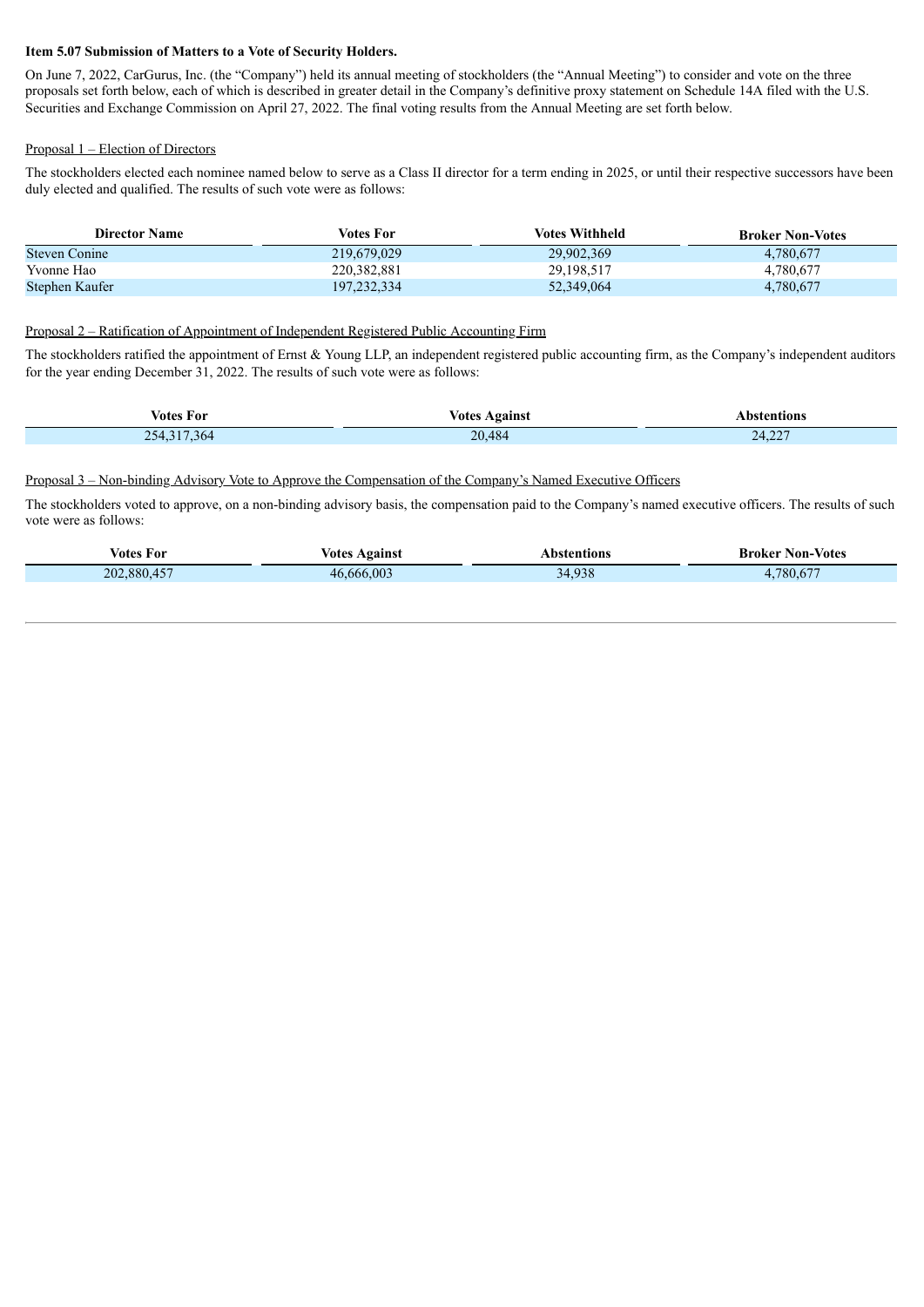**Item 5.07 Submission of Matters to a Vote of Security Holders.**

On June 7, 2022, CarGurus, Inc. (the "Company") held its annual meeting of stockholders (the "Annual Meeting") to consider and vote on the three proposals set forth below, each of which is described in greater detail in the Company's definitive proxy statement on Schedule 14A filed with the U.S. Securities and Exchange Commission on April 27, 2022. The final voting results from the Annual Meeting are set forth below.

Proposal 1 – Election of Directors

The stockholders elected each nominee named below to serve as a Class II director for a term ending in 2025, or until their respective successors have been duly elected and qualified. The results of such vote were as follows:

| Director Name | Votes For | Votes Withheld | Broker Non-Votes |
|---|---|---|---|
| Steven Conine | 219,679,029 | 29,902,369 | 4,780,677 |
| Yvonne Hao | 220,382,881 | 29,198,517 | 4,780,677 |
| Stephen Kaufer | 197,232,334 | 52,349,064 | 4,780,677 |

Proposal 2 – Ratification of Appointment of Independent Registered Public Accounting Firm

The stockholders ratified the appointment of Ernst & Young LLP, an independent registered public accounting firm, as the Company's independent auditors for the year ending December 31, 2022. The results of such vote were as follows:

| Votes For | Votes Against | Abstentions |
|---|---|---|
| 254,317,364 | 20,484 | 24,227 |

Proposal 3 – Non-binding Advisory Vote to Approve the Compensation of the Company's Named Executive Officers

The stockholders voted to approve, on a non-binding advisory basis, the compensation paid to the Company's named executive officers. The results of such vote were as follows:

| Votes For | Votes Against | Abstentions | Broker Non-Votes |
|---|---|---|---|
| 202,880,457 | 46,666,003 | 34,938 | 4,780,677 |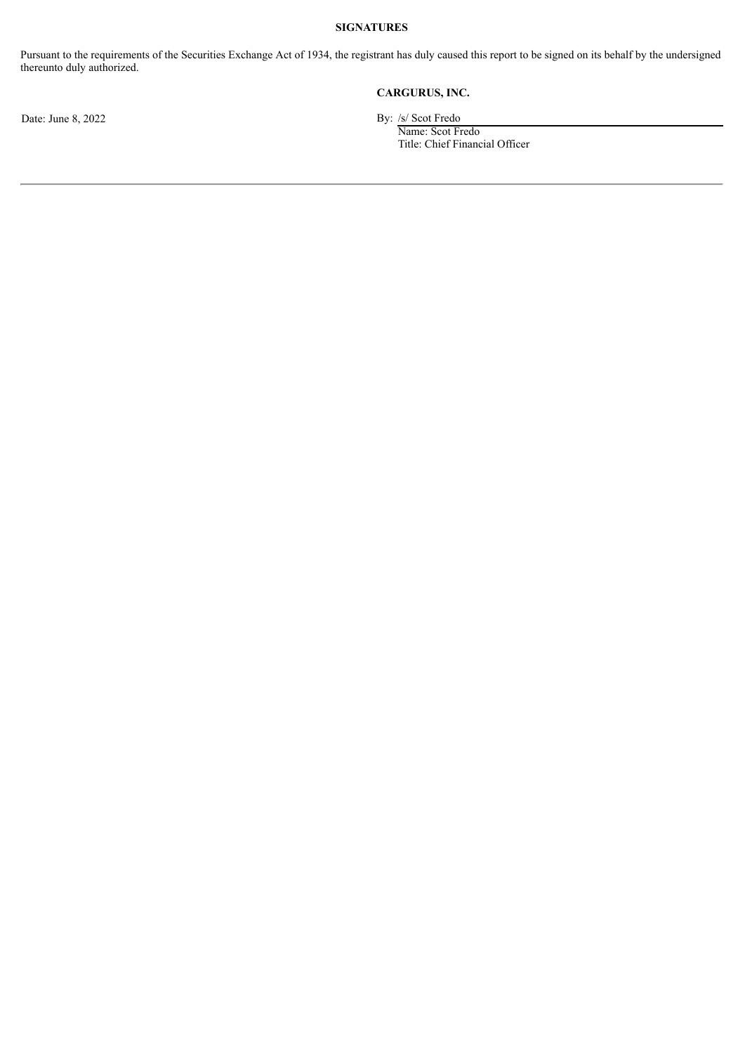**SIGNATURES**

Pursuant to the requirements of the Securities Exchange Act of 1934, the registrant has duly caused this report to be signed on its behalf by the undersigned thereunto duly authorized.

| | |
|---|---|
| | **CARGURUS, INC.** |
| Date: June 8, 2022 | By: /s/ Scot Fredo |
| | Name: Scot Fredo |
| | Title: Chief Financial Officer |